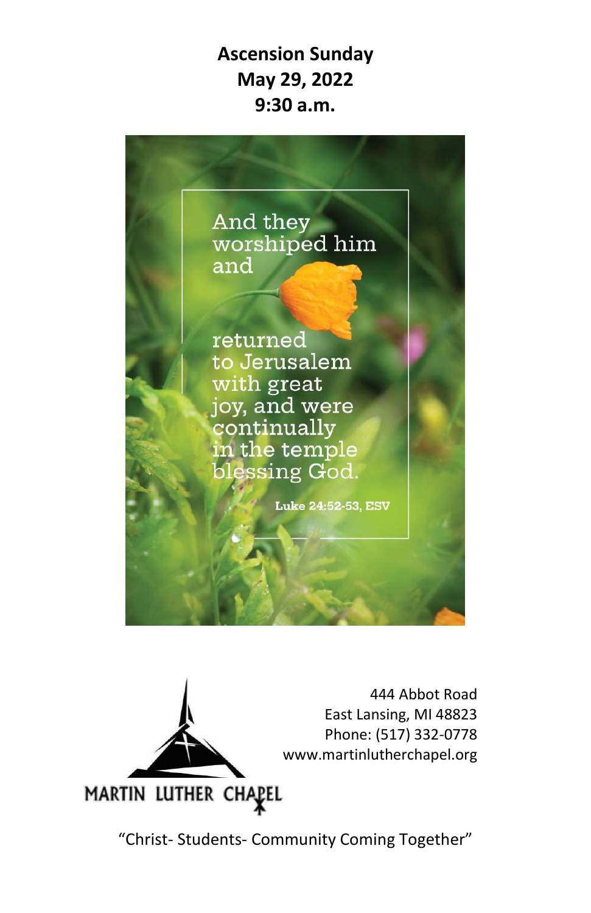# Ascension Sunday
# May 29, 2022
# 9:30 a.m.

And they worshiped him and returned to Jerusalem with great joy, and were continually in the temple blessing God.

Luke 24:52-53, ESV

444 Abbot Road
East Lansing, MI 48823
Phone: (517) 332-0778
www.martinlutherchapel.org

MARTIN LUTHER CHAPEL

"Christ- Students- Community Coming Together"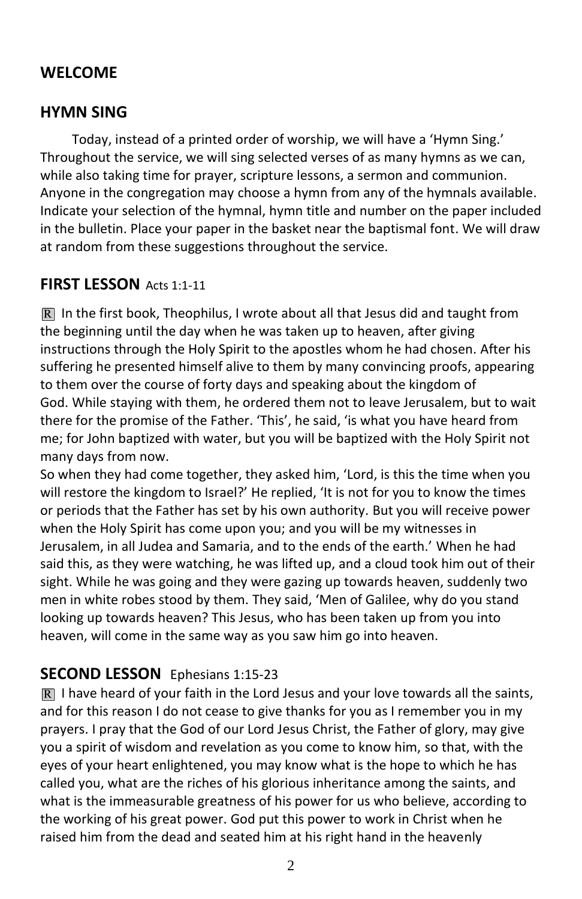## WELCOME

## HYMN SING

Today, instead of a printed order of worship, we will have a 'Hymn Sing.' Throughout the service, we will sing selected verses of as many hymns as we can, while also taking time for prayer, scripture lessons, a sermon and communion. Anyone in the congregation may choose a hymn from any of the hymnals available. Indicate your selection of the hymnal, hymn title and number on the paper included in the bulletin. Place your paper in the basket near the baptismal font. We will draw at random from these suggestions throughout the service.

## FIRST LESSON Acts 1:1-11

℟ In the first book, Theophilus, I wrote about all that Jesus did and taught from the beginning until the day when he was taken up to heaven, after giving instructions through the Holy Spirit to the apostles whom he had chosen. After his suffering he presented himself alive to them by many convincing proofs, appearing to them over the course of forty days and speaking about the kingdom of God. While staying with them, he ordered them not to leave Jerusalem, but to wait there for the promise of the Father. 'This', he said, 'is what you have heard from me; for John baptized with water, but you will be baptized with the Holy Spirit not many days from now.

So when they had come together, they asked him, 'Lord, is this the time when you will restore the kingdom to Israel?' He replied, 'It is not for you to know the times or periods that the Father has set by his own authority. But you will receive power when the Holy Spirit has come upon you; and you will be my witnesses in Jerusalem, in all Judea and Samaria, and to the ends of the earth.' When he had said this, as they were watching, he was lifted up, and a cloud took him out of their sight. While he was going and they were gazing up towards heaven, suddenly two men in white robes stood by them. They said, 'Men of Galilee, why do you stand looking up towards heaven? This Jesus, who has been taken up from you into heaven, will come in the same way as you saw him go into heaven.

## SECOND LESSON Ephesians 1:15-23

℟ I have heard of your faith in the Lord Jesus and your love towards all the saints, and for this reason I do not cease to give thanks for you as I remember you in my prayers. I pray that the God of our Lord Jesus Christ, the Father of glory, may give you a spirit of wisdom and revelation as you come to know him, so that, with the eyes of your heart enlightened, you may know what is the hope to which he has called you, what are the riches of his glorious inheritance among the saints, and what is the immeasurable greatness of his power for us who believe, according to the working of his great power. God put this power to work in Christ when he raised him from the dead and seated him at his right hand in the heavenly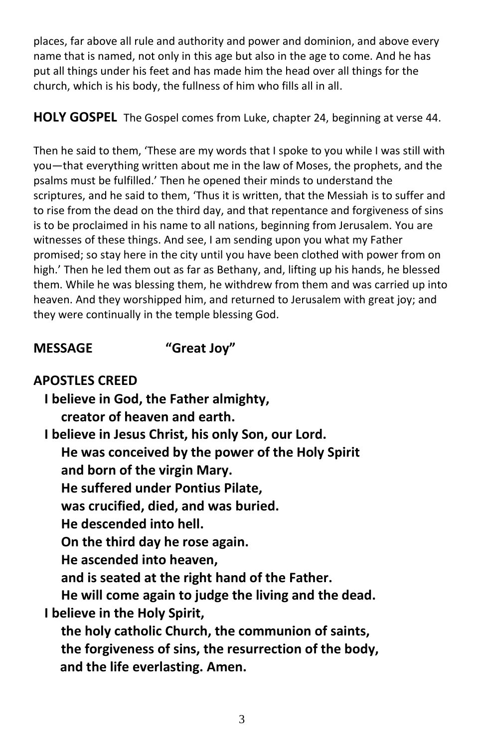places, far above all rule and authority and power and dominion, and above every name that is named, not only in this age but also in the age to come. And he has put all things under his feet and has made him the head over all things for the church, which is his body, the fullness of him who fills all in all.

**HOLY GOSPEL** The Gospel comes from Luke, chapter 24, beginning at verse 44.

Then he said to them, 'These are my words that I spoke to you while I was still with you—that everything written about me in the law of Moses, the prophets, and the psalms must be fulfilled.' Then he opened their minds to understand the scriptures, and he said to them, 'Thus it is written, that the Messiah is to suffer and to rise from the dead on the third day, and that repentance and forgiveness of sins is to be proclaimed in his name to all nations, beginning from Jerusalem. You are witnesses of these things. And see, I am sending upon you what my Father promised; so stay here in the city until you have been clothed with power from on high.' Then he led them out as far as Bethany, and, lifting up his hands, he blessed them. While he was blessing them, he withdrew from them and was carried up into heaven. And they worshipped him, and returned to Jerusalem with great joy; and they were continually in the temple blessing God.

**MESSAGE** **"Great Joy"**

**APOSTLES CREED**

**I believe in God, the Father almighty,**
**creator of heaven and earth.**
**I believe in Jesus Christ, his only Son, our Lord.**
**He was conceived by the power of the Holy Spirit**
**and born of the virgin Mary.**
**He suffered under Pontius Pilate,**
**was crucified, died, and was buried.**
**He descended into hell.**
**On the third day he rose again.**
**He ascended into heaven,**
**and is seated at the right hand of the Father.**
**He will come again to judge the living and the dead.**
**I believe in the Holy Spirit,**
**the holy catholic Church, the communion of saints,**
**the forgiveness of sins, the resurrection of the body,**
**and the life everlasting. Amen.**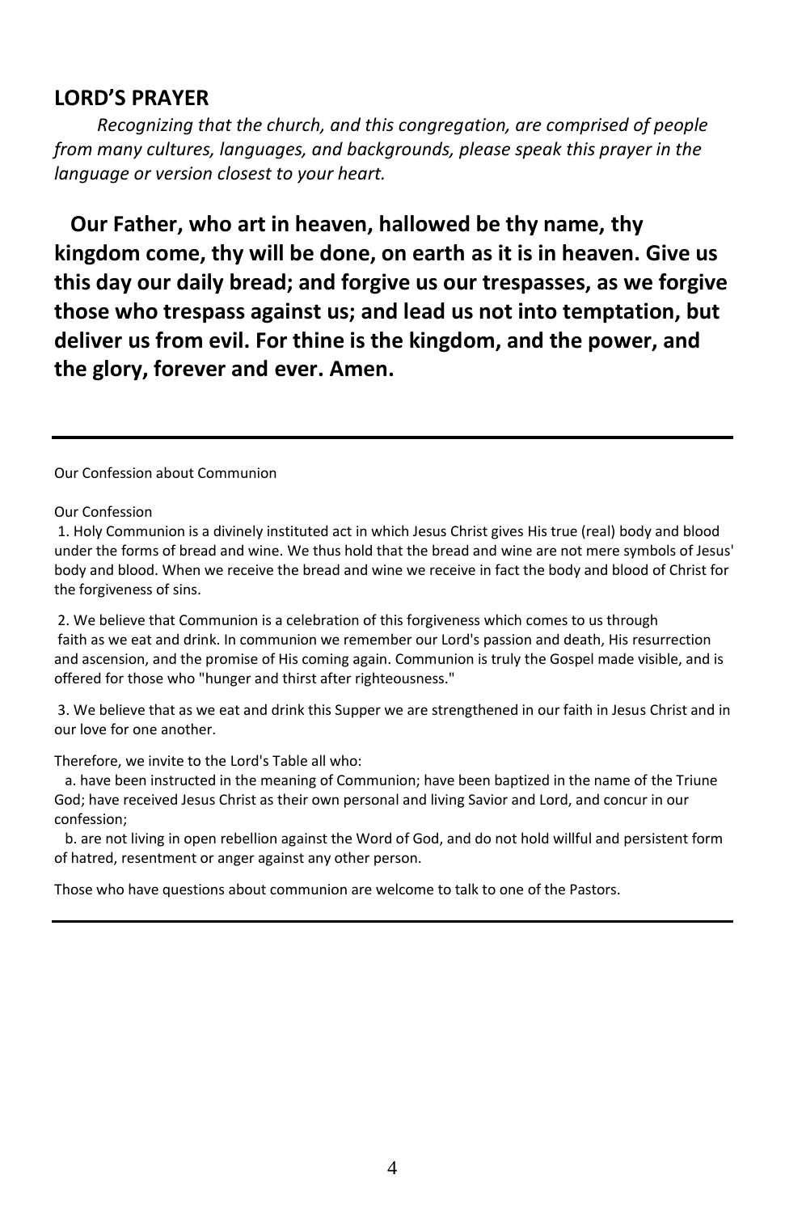## LORD'S PRAYER

*Recognizing that the church, and this congregation, are comprised of people from many cultures, languages, and backgrounds, please speak this prayer in the language or version closest to your heart.*

**Our Father, who art in heaven, hallowed be thy name, thy kingdom come, thy will be done, on earth as it is in heaven. Give us this day our daily bread; and forgive us our trespasses, as we forgive those who trespass against us; and lead us not into temptation, but deliver us from evil. For thine is the kingdom, and the power, and the glory, forever and ever. Amen.**

---

Our Confession about Communion

Our Confession

1. Holy Communion is a divinely instituted act in which Jesus Christ gives His true (real) body and blood under the forms of bread and wine. We thus hold that the bread and wine are not mere symbols of Jesus' body and blood. When we receive the bread and wine we receive in fact the body and blood of Christ for the forgiveness of sins.

2. We believe that Communion is a celebration of this forgiveness which comes to us through faith as we eat and drink. In communion we remember our Lord's passion and death, His resurrection and ascension, and the promise of His coming again. Communion is truly the Gospel made visible, and is offered for those who "hunger and thirst after righteousness."

3. We believe that as we eat and drink this Supper we are strengthened in our faith in Jesus Christ and in our love for one another.

Therefore, we invite to the Lord's Table all who:

a. have been instructed in the meaning of Communion; have been baptized in the name of the Triune God; have received Jesus Christ as their own personal and living Savior and Lord, and concur in our confession;

b. are not living in open rebellion against the Word of God, and do not hold willful and persistent form of hatred, resentment or anger against any other person.

Those who have questions about communion are welcome to talk to one of the Pastors.

---